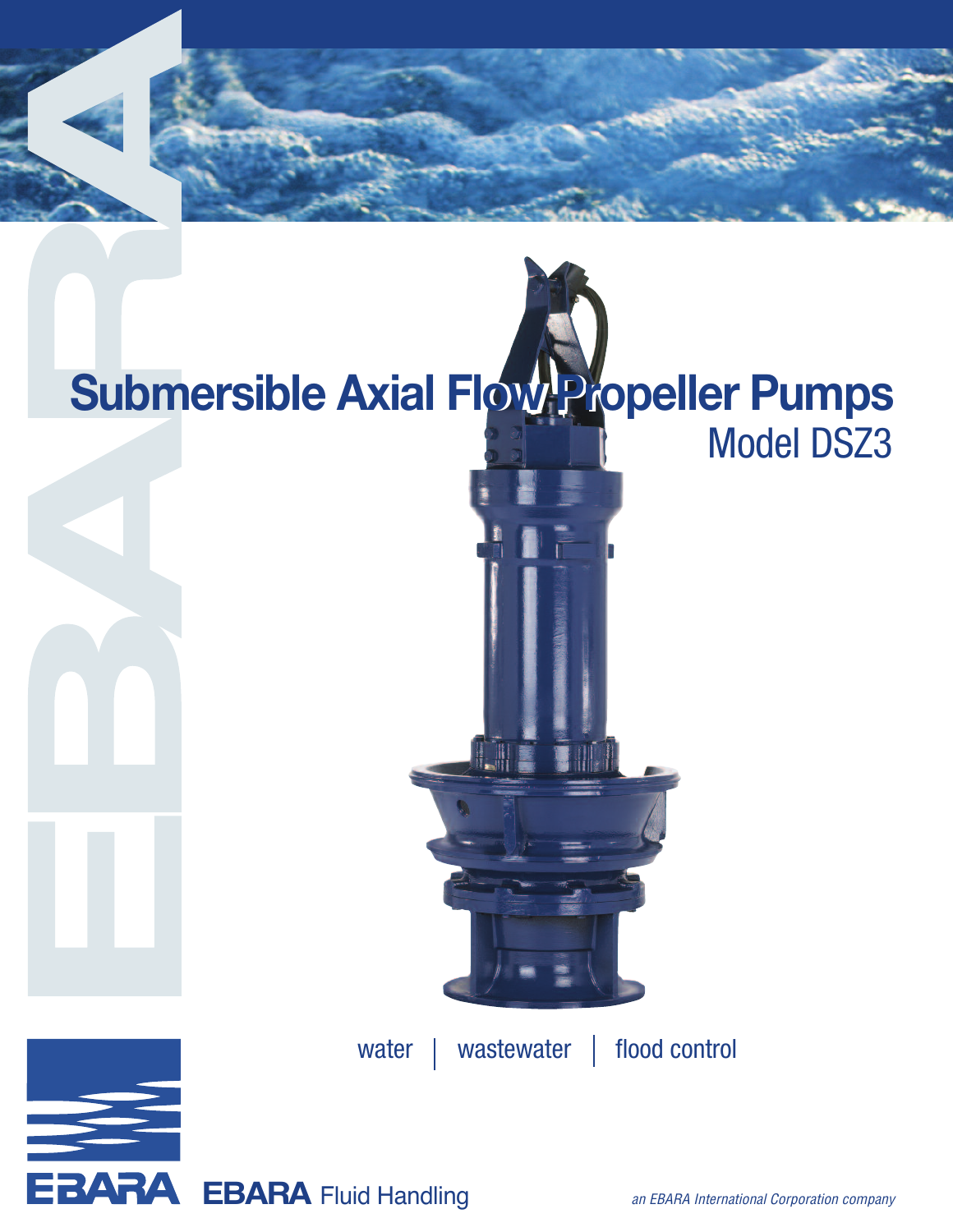# Submersible Axial Flow Propeller Pumps

## Model DSZ3

water | wastewater | flood control

EBARA Fluid Handling

*an EBARA International Corporation company*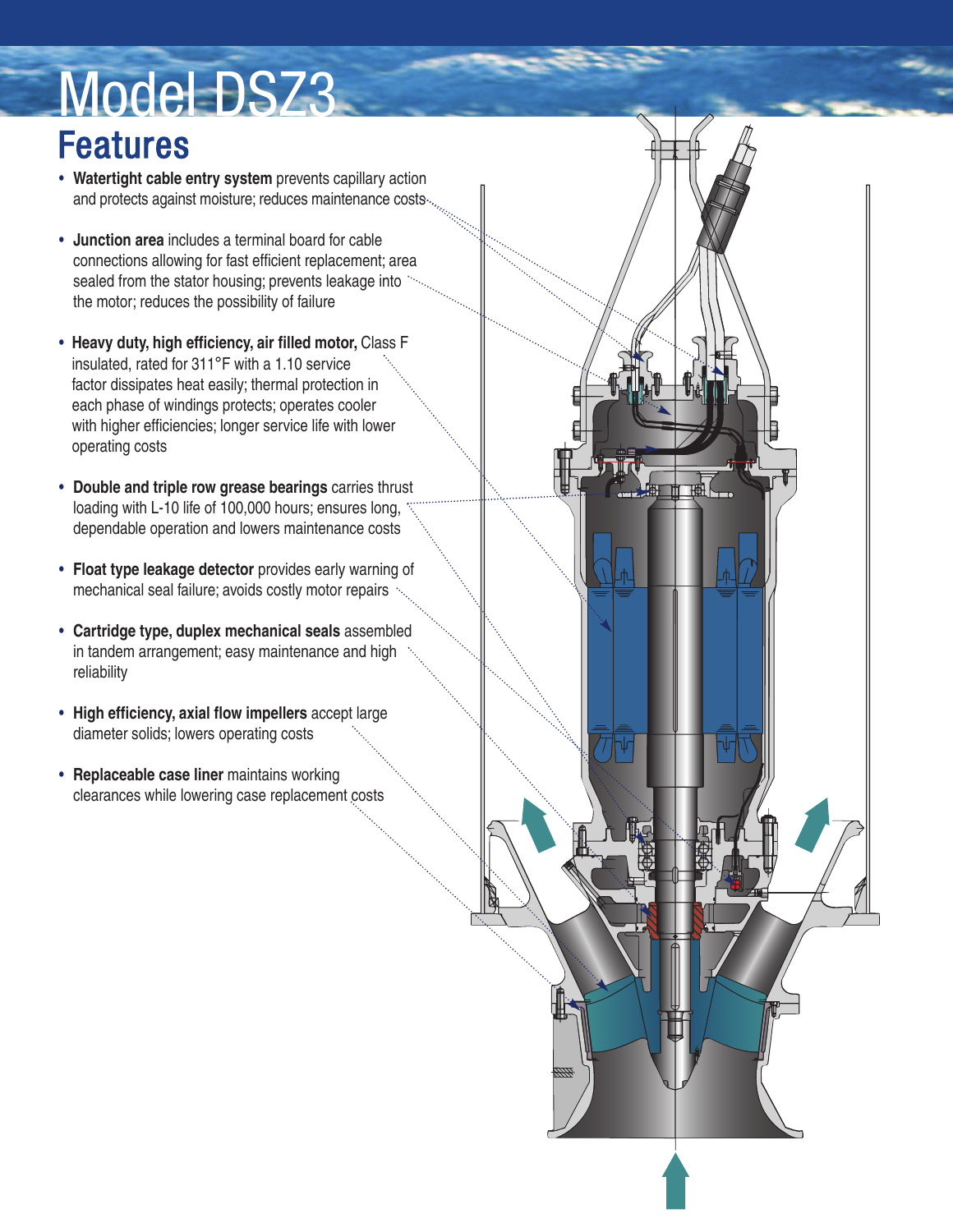# Model DSZ3

## Features

- **Watertight cable entry system** prevents capillary action and protects against moisture; reduces maintenance costs
- **Junction area** includes a terminal board for cable connections allowing for fast efficient replacement; area sealed from the stator housing; prevents leakage into the motor; reduces the possibility of failure
- **Heavy duty, high efficiency, air filled motor,** Class F insulated, rated for 311°F with a 1.10 service factor dissipates heat easily; thermal protection in each phase of windings protects; operates cooler with higher efficiencies; longer service life with lower operating costs
- **Double and triple row grease bearings** carries thrust loading with L-10 life of 100,000 hours; ensures long, dependable operation and lowers maintenance costs
- **Float type leakage detector** provides early warning of mechanical seal failure; avoids costly motor repairs
- **Cartridge type, duplex mechanical seals** assembled in tandem arrangement; easy maintenance and high reliability
- **High efficiency, axial flow impellers** accept large diameter solids; lowers operating costs
- **Replaceable case liner** maintains working clearances while lowering case replacement costs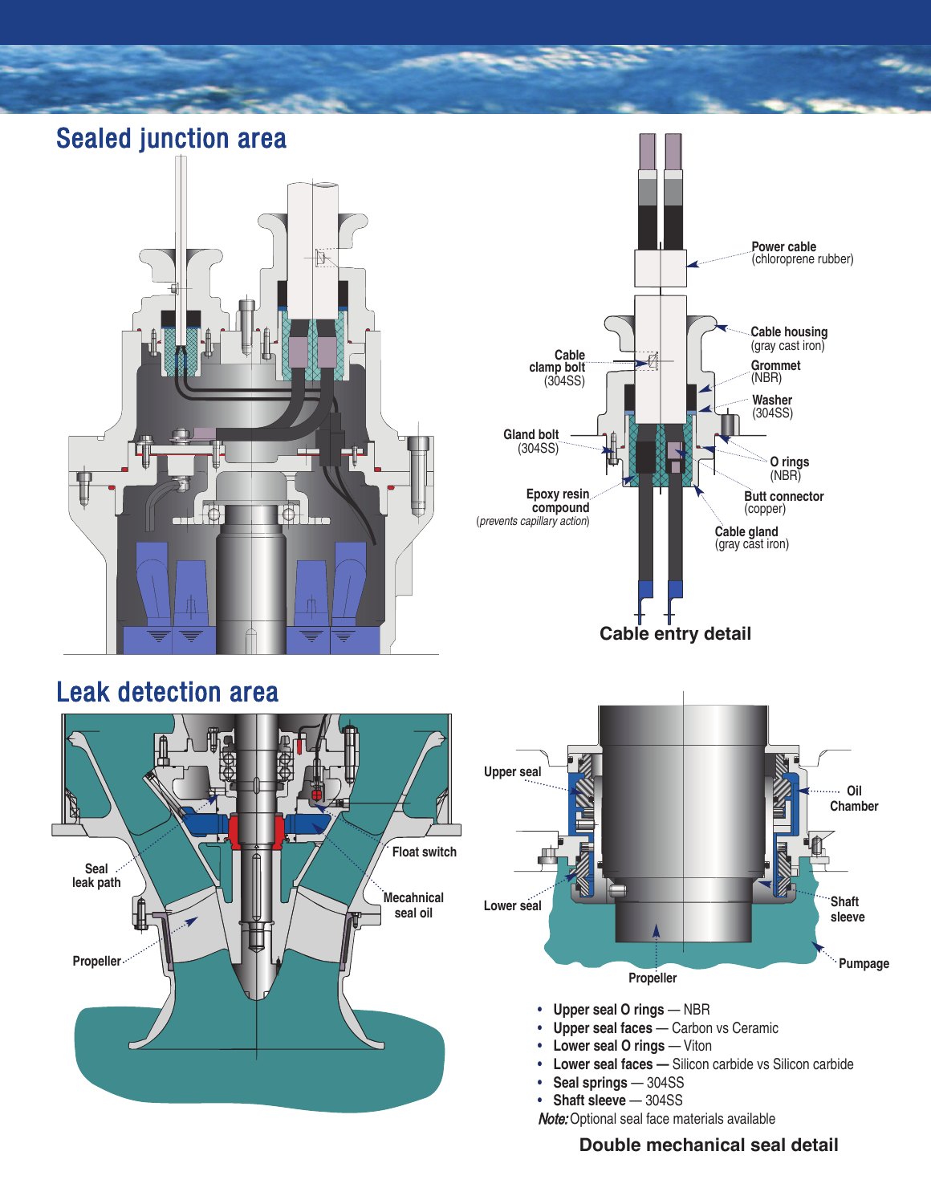## Sealed junction area

Power cable (chloroprene rubber)

Cable housing (gray cast iron)

Cable clamp bolt (304SS)

Grommet (NBR)

Washer (304SS)

Gland bolt (304SS)

O rings (NBR)

Epoxy resin compound (*prevents capillary action*)

Butt connector (copper)

Cable gland (gray cast iron)

**Cable entry detail**

## Leak detection area

Seal leak path

Float switch

Mecahnical seal oil

Propeller

Upper seal

Oil Chamber

Lower seal

Shaft sleeve

Pumpage

Propeller

- **Upper seal O rings** — NBR
- **Upper seal faces** — Carbon vs Ceramic
- **Lower seal O rings** — Viton
- **Lower seal faces —** Silicon carbide vs Silicon carbide
- **Seal springs** — 304SS
- **Shaft sleeve** — 304SS

***Note:*** Optional seal face materials available

**Double mechanical seal detail**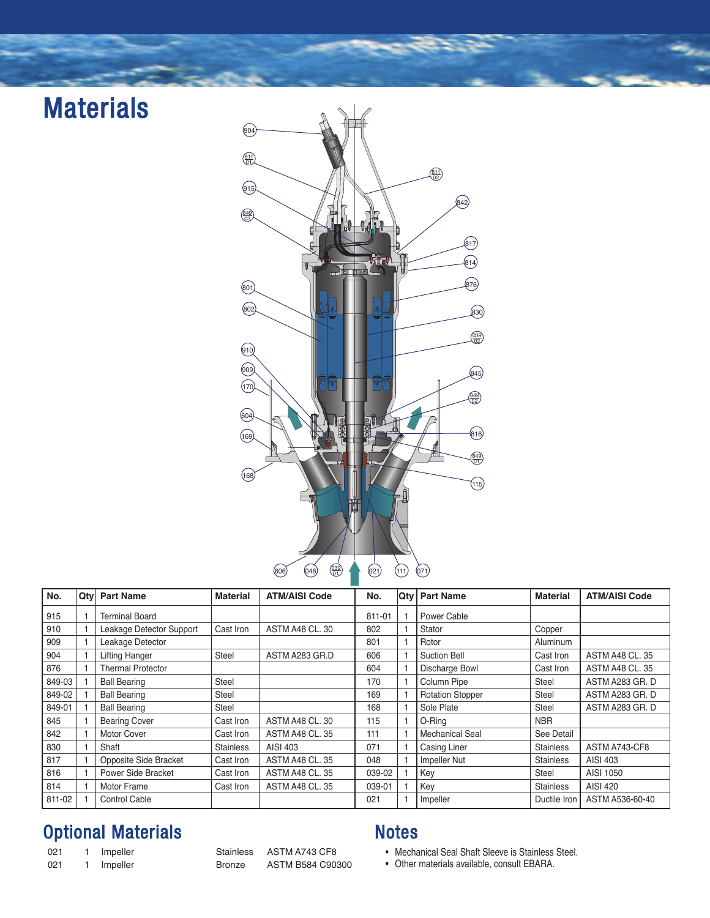# Materials

| No. | Qty | Part Name | Material | ATM/AISI Code | No. | Qty | Part Name | Material | ATM/AISI Code |
|---|---|---|---|---|---|---|---|---|---|
| 915 | 1 | Terminal Board | | | 811-01 | 1 | Power Cable | | |
| 910 | 1 | Leakage Detector Support | Cast Iron | ASTM A48 CL. 30 | 802 | 1 | Stator | Copper | |
| 909 | 1 | Leakage Detector | | | 801 | 1 | Rotor | Aluminum | |
| 904 | 1 | Lifting Hanger | Steel | ASTM A283 GR.D | 606 | 1 | Suction Bell | Cast Iron | ASTM A48 CL. 35 |
| 876 | 1 | Thermal Protector | | | 604 | 1 | Discharge Bowl | Cast Iron | ASTM A48 CL. 35 |
| 849-03 | 1 | Ball Bearing | Steel | | 170 | 1 | Column Pipe | Steel | ASTM A283 GR. D |
| 849-02 | 1 | Ball Bearing | Steel | | 169 | 1 | Rotation Stopper | Steel | ASTM A283 GR. D |
| 849-01 | 1 | Ball Bearing | Steel | | 168 | 1 | Sole Plate | Steel | ASTM A283 GR. D |
| 845 | 1 | Bearing Cover | Cast Iron | ASTM A48 CL. 30 | 115 | 1 | O-Ring | NBR | |
| 842 | 1 | Motor Cover | Cast Iron | ASTM A48 CL. 35 | 111 | 1 | Mechanical Seal | See Detail | |
| 830 | 1 | Shaft | Stainless | AISI 403 | 071 | 1 | Casing Liner | Stainless | ASTM A743-CF8 |
| 817 | 1 | Opposite Side Bracket | Cast Iron | ASTM A48 CL. 35 | 048 | 1 | Impeller Nut | Stainless | AISI 403 |
| 816 | 1 | Power Side Bracket | Cast Iron | ASTM A48 CL. 35 | 039-02 | 1 | Key | Steel | AISI 1050 |
| 814 | 1 | Motor Frame | Cast Iron | ASTM A48 CL. 35 | 039-01 | 1 | Key | Stainless | AISI 420 |
| 811-02 | 1 | Control Cable | | | 021 | 1 | Impeller | Ductile Iron | ASTM A536-60-40 |

## Optional Materials

| | | | | |
|---|---|---|---|---|
| 021 | 1 | Impeller | Stainless | ASTM A743 CF8 |
| 021 | 1 | Impeller | Bronze | ASTM B584 C90300 |

## Notes

- Mechanical Seal Shaft Sleeve is Stainless Steel.
- Other materials available, consult EBARA.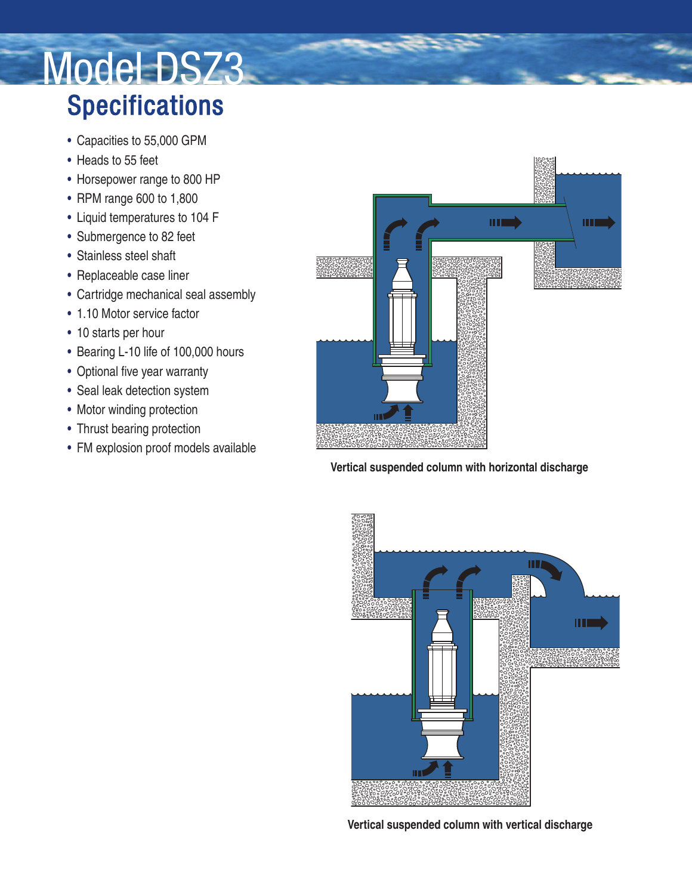# Model DSZ3

## Specifications

- Capacities to 55,000 GPM
- Heads to 55 feet
- Horsepower range to 800 HP
- RPM range 600 to 1,800
- Liquid temperatures to 104 F
- Submergence to 82 feet
- Stainless steel shaft
- Replaceable case liner
- Cartridge mechanical seal assembly
- 1.10 Motor service factor
- 10 starts per hour
- Bearing L-10 life of 100,000 hours
- Optional five year warranty
- Seal leak detection system
- Motor winding protection
- Thrust bearing protection
- FM explosion proof models available

**Vertical suspended column with horizontal discharge**

**Vertical suspended column with vertical discharge**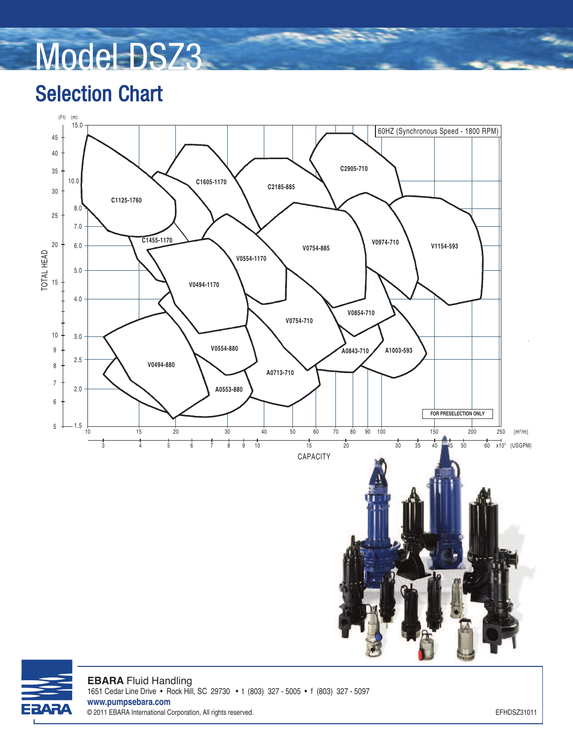# Model DSZ3

## Selection Chart

60HZ (Synchronous Speed - 1800 RPM)

(Ft) (m)

TOTAL HEAD

45
40
35
30
25
20
15
10
9
8
7
6
5

15.0
10.0
8.0
7.0
6.0
5.0
4.0
3.0
2.5
2.0
1.5

C1125-1760
C1605-1170
C2185-885
C2905-710
C1455-1170
V0554-1170
V0754-885
V0974-710
V1154-593
V0494-1170
V0754-710
V0854-710
V0554-880
A0843-710
A1003-593
V0494-880
A0713-710
A0553-880

FOR PRESELECTION ONLY

10 15 20 30 40 50 60 70 80 90 100 150 200 250 (m³/m)

3 4 5 6 7 8 9 10 15 20 30 35 40 45 50 60 x10³ (USGPM)

CAPACITY

**EBARA** Fluid Handling
1651 Cedar Line Drive • Rock Hill, SC 29730 • t (803) 327 - 5005 • f (803) 327 - 5097
**www.pumpsebara.com**
© 2011 EBARA International Corporation, All rights reserved.

EFHDSZ31011